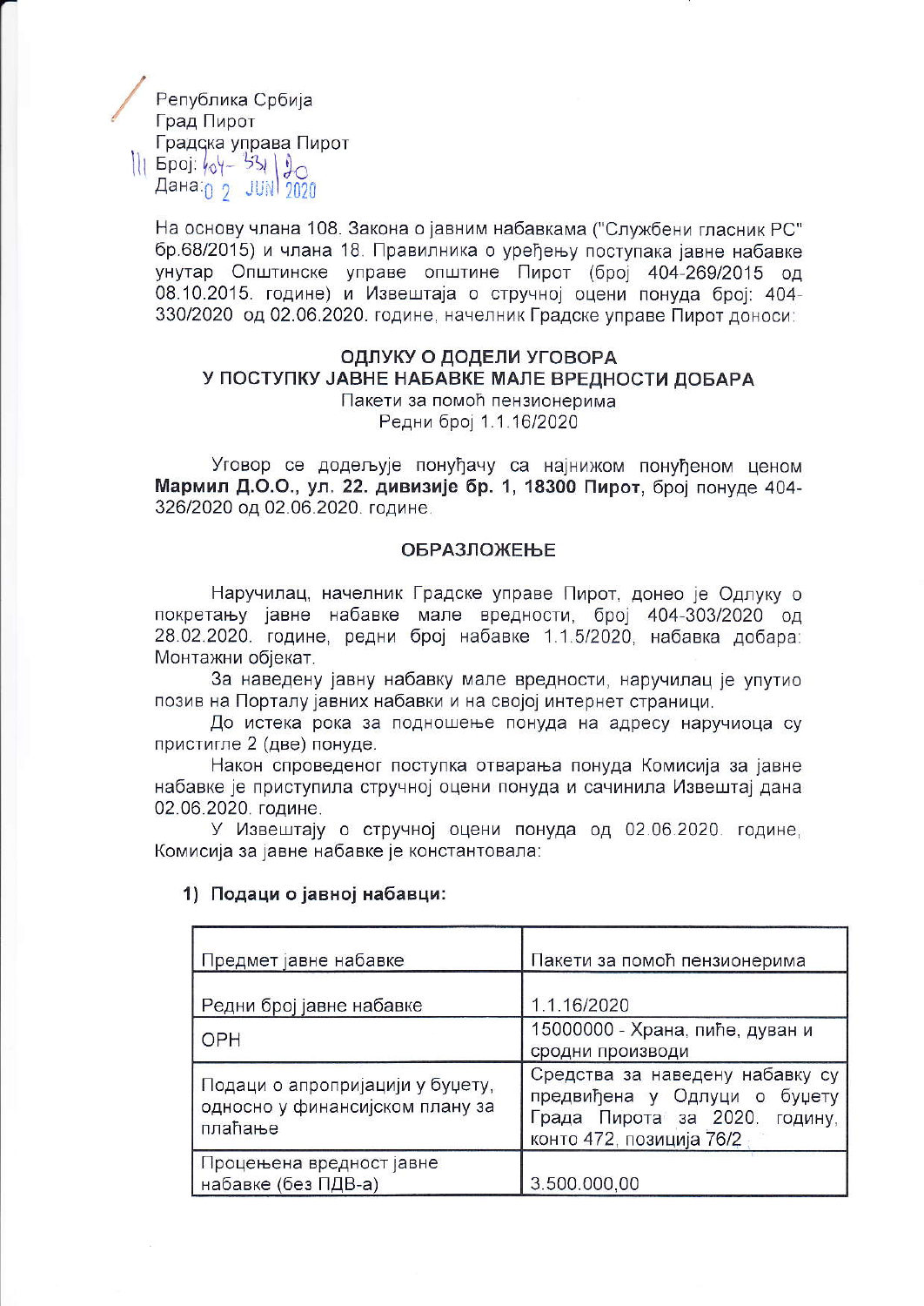Република Србија
Град Пирот
Градска управа Пирот
Број: 404-331/20
Дана: 02 JUN 2020

На основу члана 108. Закона о јавним набавкама ("Службени гласник РС" бр.68/2015) и члана 18. Правилника о уређењу поступака јавне набавке унутар Општинске управе општине Пирот (број 404-269/2015 од 08.10.2015. године) и Извештаја о стручној оцени понуда број: 404-330/2020 од 02.06.2020. године, начелник Градске управе Пирот доноси:

## ОДЛУКУ О ДОДЕЛИ УГОВОРА
## У ПОСТУПКУ ЈАВНЕ НАБАВКЕ МАЛЕ ВРЕДНОСТИ ДОБАРА

Пакети за помоћ пензионерима
Редни број 1.1.16/2020

Уговор се додељује понуђачу са најнижом понуђеном ценом **Мармил Д.О.О., ул. 22. дивизије бр. 1, 18300 Пирот**, број понуде 404-326/2020 од 02.06.2020. године.

### ОБРАЗЛОЖЕЊЕ

Наручилац, начелник Градске управе Пирот, донео је Одлуку о покретању јавне набавке мале вредности, број 404-303/2020 од 28.02.2020. године, редни број набавке 1.1.5/2020, набавка добара: Монтажни објекат.

За наведену јавну набавку мале вредности, наручилац је упутио позив на Порталу јавних набавки и на својој интернет страници.

До истека рока за подношење понуда на адресу наручиоца су пристигле 2 (две) понуде.

Након спроведеног поступка отварања понуда Комисија за јавне набавке је приступила стручној оцени понуда и сачинила Извештај дана 02.06.2020. године.

У Извештају о стручној оцени понуда од 02.06.2020. године, Комисија за јавне набавке је констатовала:

**1) Подаци о јавној набавци:**

| | |
|---|---|
| Предмет јавне набавке | Пакети за помоћ пензионерима |
| Редни број јавне набавке | 1.1.16/2020 |
| ОРН | 15000000 - Храна, пиће, дуван и сродни производи |
| Подаци о апропријацији у буџету, односно у финансијском плану за плаћање | Средства за наведену набавку су предвиђена у Одлуци о буџету Града Пирота за 2020. годину, конто 472, позиција 76/2 |
| Процењена вредност јавне набавке (без ПДВ-а) | 3.500.000,00 |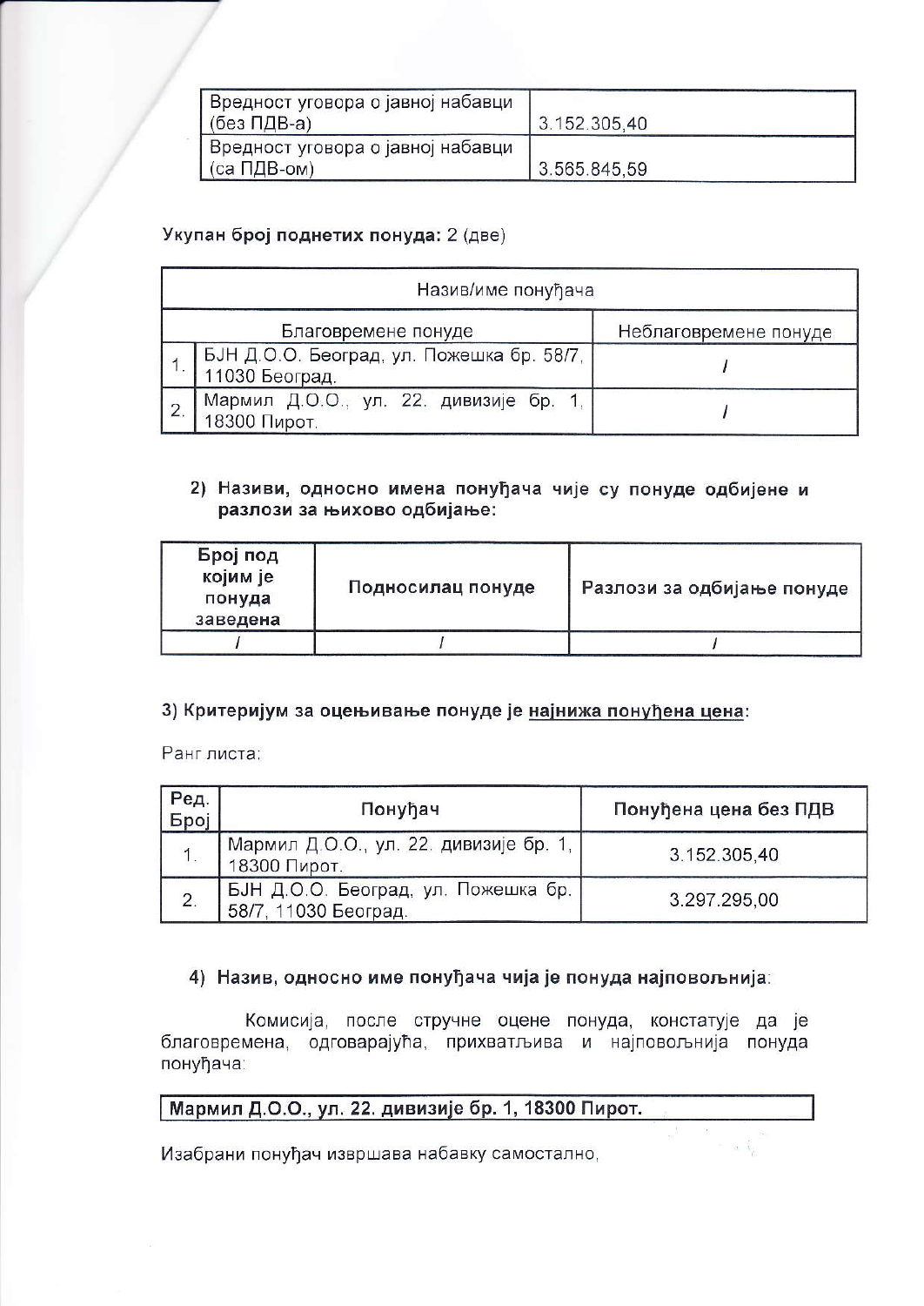| Вредност уговора о јавној набавци (без ПДВ-а) | 3.152.305,40 |
|---|---|
| Вредност уговора о јавној набавци (са ПДВ-ом) | 3.565.845,59 |

**Укупан број поднетих понуда:** 2 (две)

| Назив/име понуђача | | |
|---|---|---|
| Благовремене понуде | | Неблаговремене понуде |
| 1. | БЈН Д.О.О. Београд, ул. Пожешка бр. 58/7, 11030 Београд. | / |
| 2. | Мармил Д.О.О., ул. 22. дивизије бр. 1, 18300 Пирот. | / |

**2) Називи, односно имена понуђача чије су понуде одбијене и разлози за њихово одбијање:**

| **Број под којим је понуда заведена** | **Подносилац понуде** | **Разлози за одбијање понуде** |
|---|---|---|
| / | / | / |

**3) Критеријум за оцењивање понуде је најнижа понуђена цена:**

Ранг листа:

| Ред. Број | Понуђач | Понуђена цена без ПДВ |
|---|---|---|
| 1. | Мармил Д.О.О., ул. 22. дивизије бр. 1, 18300 Пирот. | 3.152.305,40 |
| 2. | БЈН Д.О.О. Београд, ул. Пожешка бр. 58/7, 11030 Београд. | 3.297.295,00 |

**4) Назив, односно име понуђача чија је понуда најповољнија:**

Комисија, после стручне оцене понуда, констатује да је благовремена, одговарајућа, прихватљива и најповољнија понуда понуђача:

**Мармил Д.О.О., ул. 22. дивизије бр. 1, 18300 Пирот.**

Изабрани понуђач извршава набавку самостално,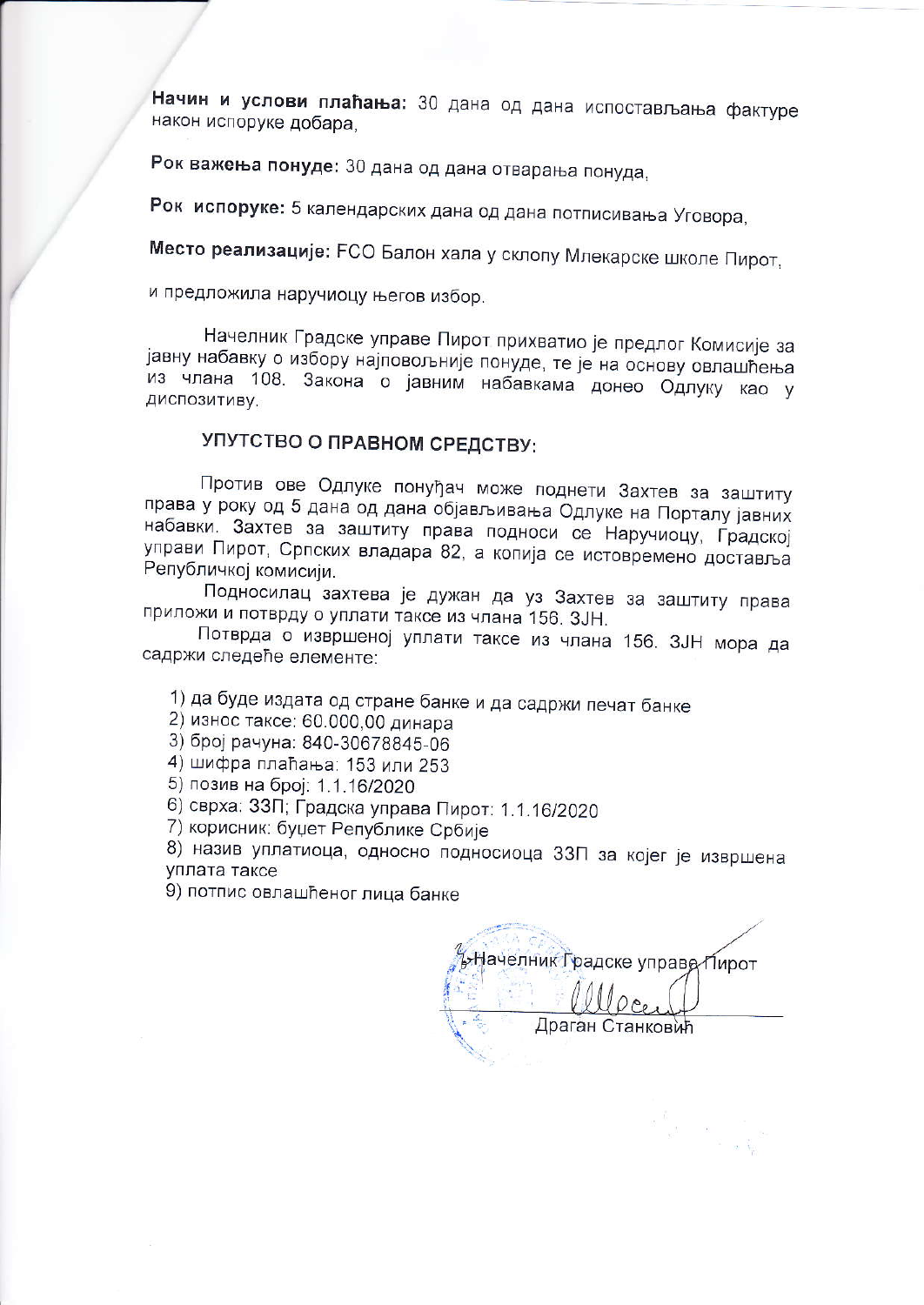**Начин и услови плаћања:** 30 дана од дана испостављања фактуре након испоруке добара,

**Рок важења понуде:** 30 дана од дана отварања понуда,

**Рок испоруке:** 5 календарских дана од дана потписивања Уговора,

**Место реализације:** FCO Балон хала у склопу Млекарске школе Пирот,

и предложила наручиоцу његов избор.

Начелник Градске управе Пирот прихватио је предлог Комисије за јавну набавку о избору најповољније понуде, те је на основу овлашћења из члана 108. Закона о јавним набавкама донео Одлуку као у диспозитиву.

## УПУТСТВО О ПРАВНОМ СРЕДСТВУ:

Против ове Одлуке понуђач може поднети Захтев за заштиту права у року од 5 дана од дана објављивања Одлуке на Порталу јавних набавки. Захтев за заштиту права подноси се Наручиоцу, Градској управи Пирот, Српских владара 82, а копија се истовремено доставља Републичкој комисији.

Подносилац захтева је дужан да уз Захтев за заштиту права приложи и потврду о уплати таксе из члана 156. ЗЈН.

Потврда о извршеној уплати таксе из члана 156. ЗЈН мора да садржи следеће елементе:

1) да буде издата од стране банке и да садржи печат банке
2) износ таксе: 60.000,00 динара
3) број рачуна: 840-30678845-06
4) шифра плаћања: 153 или 253
5) позив на број: 1.1.16/2020
6) сврха: ЗЗП; Градска управа Пирот: 1.1.16/2020
7) корисник: буџет Републике Србије
8) назив уплатиоца, односно подносиоца ЗЗП за којег је извршена уплата таксе
9) потпис овлашћеног лица банке

Начелник Градске управе Пирот

Драган Станковић